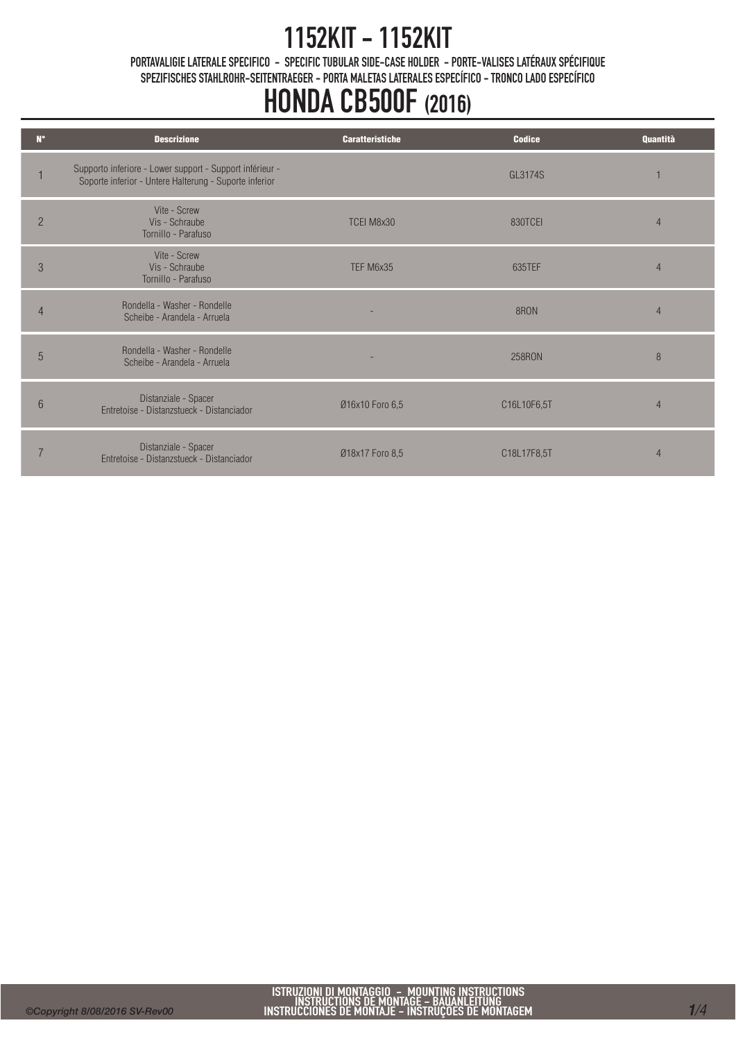# 1152KIT - 1152KIT

PORTAVALIGIE LATERALE SPECIFICO - SPECIFIC TUBULAR SIDE-CASE HOLDER - PORTE-VALISES LATÉRAUX SPÉCIFIQUE
SPEZIFISCHES STAHLROHR-SEITENTRAEGER - PORTA MALETAS LATERALES ESPECÍFICO - TRONCO LADO ESPECÍFICO

# HONDA CB500F (2016)

| N° | Descrizione | Caratteristiche | Codice | Quantità |
|---|---|---|---|---|
| 1 | Supporto inferiore - Lower support - Support inférieur - Soporte inferior - Untere Halterung - Suporte inferior | | GL3174S | 1 |
| 2 | Vite - Screw Vis - Schraube Tornillo - Parafuso | TCEI M8x30 | 830TCEI | 4 |
| 3 | Vite - Screw Vis - Schraube Tornillo - Parafuso | TEF M6x35 | 635TEF | 4 |
| 4 | Rondella - Washer - Rondelle Scheibe - Arandela - Arruela | - | 8RON | 4 |
| 5 | Rondella - Washer - Rondelle Scheibe - Arandela - Arruela | - | 258RON | 8 |
| 6 | Distanziale - Spacer Entretoise - Distanzstueck - Distanciador | Ø16x10 Foro 6,5 | C16L10F6,5T | 4 |
| 7 | Distanziale - Spacer Entretoise - Distanzstueck - Distanciador | Ø18x17 Foro 8,5 | C18L17F8,5T | 4 |

ISTRUZIONI DI MONTAGGIO - MOUNTING INSTRUCTIONS
INSTRUCTIONS DE MONTAGE - BAUANLEITUNG
INSTRUCCIONES DE MONTAJE - INSTRUÇOES DE MONTAGEM

©Copyright 8/08/2016 SV-Rev00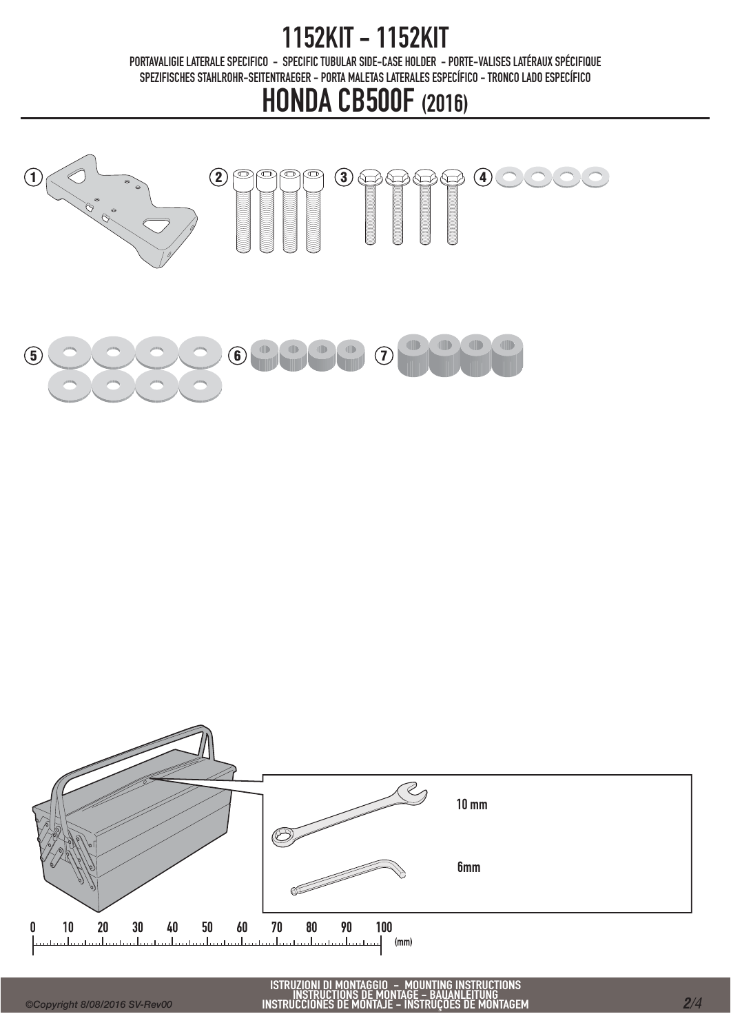# 1152KIT - 1152KIT

PORTAVALIGIE LATERALE SPECIFICO - SPECIFIC TUBULAR SIDE-CASE HOLDER - PORTE-VALISES LATÉRAUX SPÉCIFIQUE
SPEZIFISCHES STAHLROHR-SEITENTRAEGER - PORTA MALETAS LATERALES ESPECÍFICO - TRONCO LADO ESPECÍFICO

# HONDA CB500F (2016)

1 2 3 4

5 6 7

10 mm

6mm

0 10 20 30 40 50 60 70 80 90 100 (mm)

ISTRUZIONI DI MONTAGGIO - MOUNTING INSTRUCTIONS
INSTRUCTIONS DE MONTAGE - BAUANLEITUNG
INSTRUCCIONES DE MONTAJE - INSTRUÇÕES DE MONTAGEM

©Copyright 8/08/2016 SV-Rev00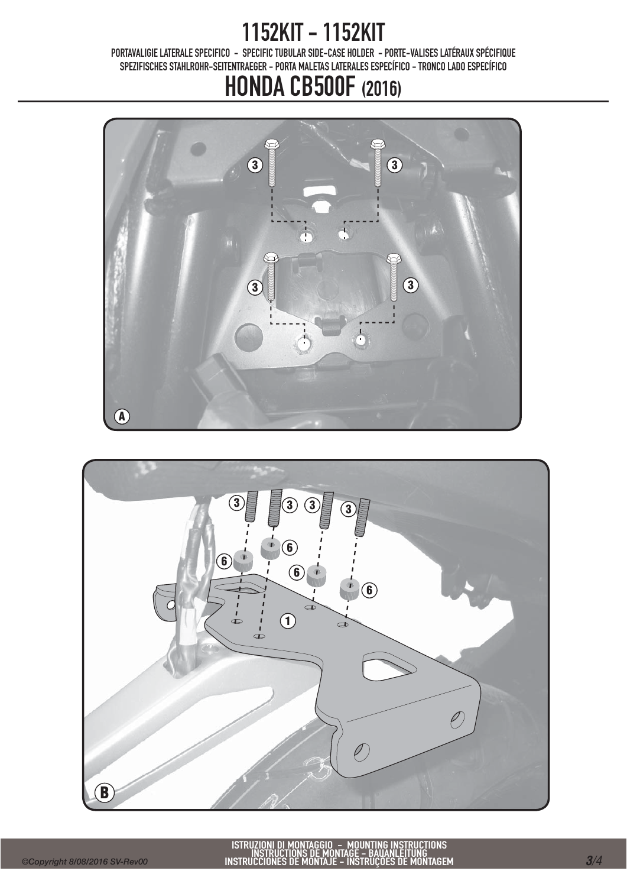# 1152KIT - 1152KIT

PORTAVALIGIE LATERALE SPECIFICO - SPECIFIC TUBULAR SIDE-CASE HOLDER - PORTE-VALISES LATÉRAUX SPÉCIFIQUE
SPEZIFISCHES STAHLROHR-SEITENTRAEGER - PORTA MALETAS LATERALES ESPECÍFICO - TRONCO LADO ESPECÍFICO

# HONDA CB500F (2016)

3 3 3 3

A

3 3 3 3

6 6 6 6

1

B

ISTRUZIONI DI MONTAGGIO - MOUNTING INSTRUCTIONS
INSTRUCTIONS DE MONTAGE - BAUANLEITUNG
INSTRUCCIONES DE MONTAJE - INSTRUÇOES DE MONTAGEM

©Copyright 8/08/2016 SV-Rev00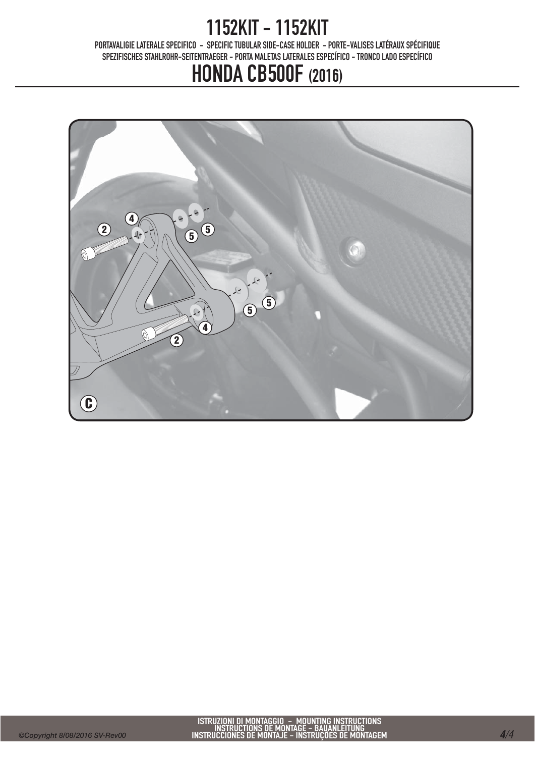# 1152KIT - 1152KIT

PORTAVALIGIE LATERALE SPECIFICO - SPECIFIC TUBULAR SIDE-CASE HOLDER - PORTE-VALISES LATÉRAUX SPÉCIFIQUE
SPEZIFISCHES STAHLROHR-SEITENTRAEGER - PORTA MALETAS LATERALES ESPECÍFICO - TRONCO LADO ESPECÍFICO

# HONDA CB500F (2016)

4
2
5
5
5
5
4
2
C

ISTRUZIONI DI MONTAGGIO - MOUNTING INSTRUCTIONS
INSTRUCTIONS DE MONTAGE - BAUANLEITUNG
INSTRUCCIONES DE MONTAJE - INSTRUÇÕES DE MONTAGEM

©Copyright 8/08/2016 SV-Rev00